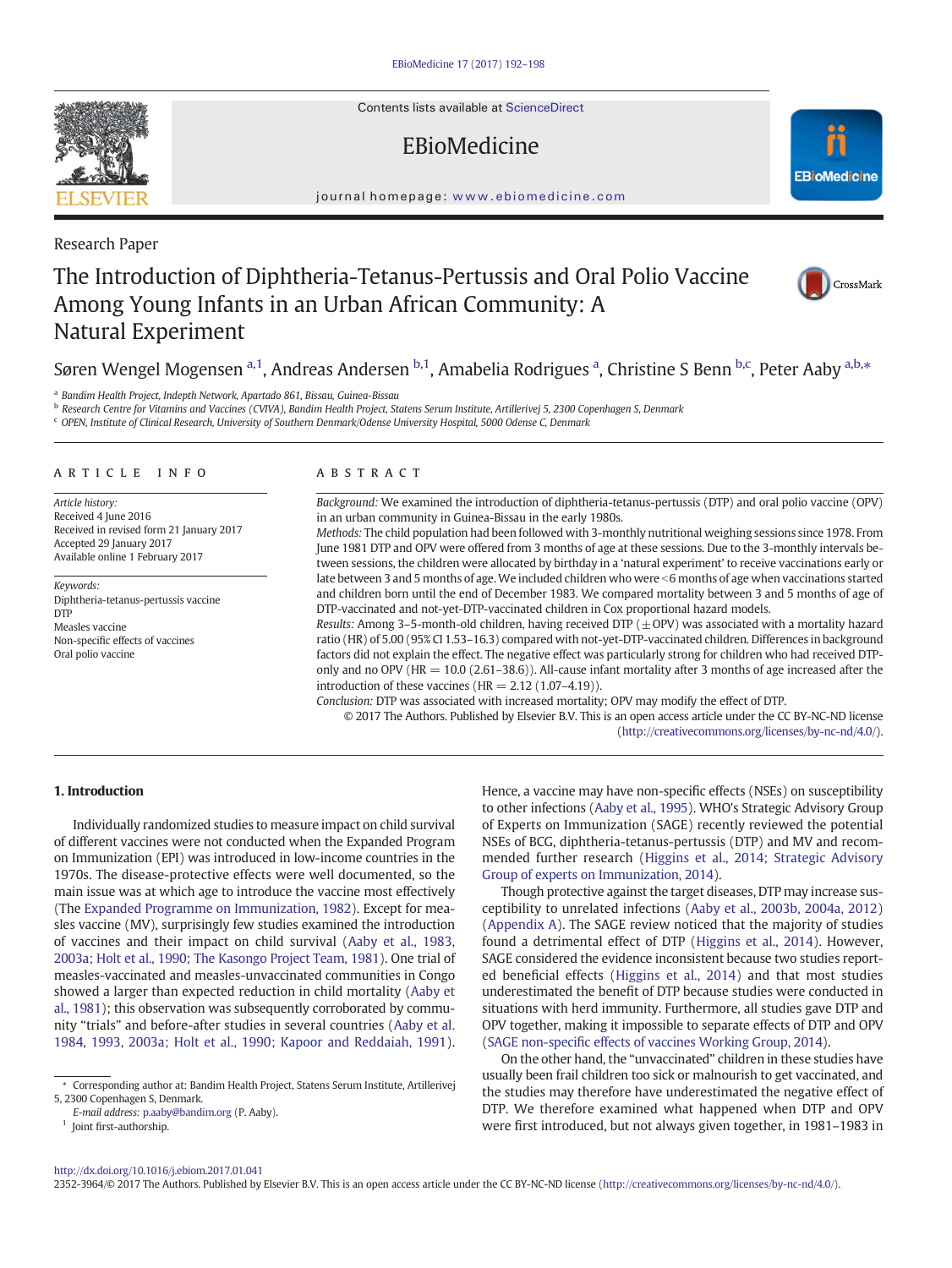Research Paper

# The Introduction of Diphtheria-Tetanus-Pertussis and Oral Polio Vaccine Among Young Infants in an Urban African Community: A Natural Experiment

Søren Wengel Mogensen [a,1], Andreas Andersen [b,1], Amabelia Rodrigues [a], Christine S Benn [b,c], Peter Aaby [a,b,*]

[a] Bandim Health Project, Indepth Network, Apartado 861, Bissau, Guinea-Bissau
[b] Research Centre for Vitamins and Vaccines (CVIVA), Bandim Health Project, Statens Serum Institute, Artillerivej 5, 2300 Copenhagen S, Denmark
[c] OPEN, Institute of Clinical Research, University of Southern Denmark/Odense University Hospital, 5000 Odense C, Denmark

## ARTICLE INFO

*Article history:*
Received 4 June 2016
Received in revised form 21 January 2017
Accepted 29 January 2017
Available online 1 February 2017

*Keywords:*
Diphtheria-tetanus-pertussis vaccine
DTP
Measles vaccine
Non-specific effects of vaccines
Oral polio vaccine

## ABSTRACT

*Background:* We examined the introduction of diphtheria-tetanus-pertussis (DTP) and oral polio vaccine (OPV) in an urban community in Guinea-Bissau in the early 1980s.

*Methods:* The child population had been followed with 3-monthly nutritional weighing sessions since 1978. From June 1981 DTP and OPV were offered from 3 months of age at these sessions. Due to the 3-monthly intervals between sessions, the children were allocated by birthday in a 'natural experiment' to receive vaccinations early or late between 3 and 5 months of age. We included children who were <6 months of age when vaccinations started and children born until the end of December 1983. We compared mortality between 3 and 5 months of age of DTP-vaccinated and not-yet-DTP-vaccinated children in Cox proportional hazard models.

*Results:* Among 3–5-month-old children, having received DTP (±OPV) was associated with a mortality hazard ratio (HR) of 5.00 (95% CI 1.53–16.3) compared with not-yet-DTP-vaccinated children. Differences in background factors did not explain the effect. The negative effect was particularly strong for children who had received DTP-only and no OPV (HR = 10.0 (2.61–38.6)). All-cause infant mortality after 3 months of age increased after the introduction of these vaccines (HR = 2.12 (1.07–4.19)).

*Conclusion:* DTP was associated with increased mortality; OPV may modify the effect of DTP.

© 2017 The Authors. Published by Elsevier B.V. This is an open access article under the CC BY-NC-ND license (http://creativecommons.org/licenses/by-nc-nd/4.0/).

## 1. Introduction

Individually randomized studies to measure impact on child survival of different vaccines were not conducted when the Expanded Program on Immunization (EPI) was introduced in low-income countries in the 1970s. The disease-protective effects were well documented, so the main issue was at which age to introduce the vaccine most effectively (The Expanded Programme on Immunization, 1982). Except for measles vaccine (MV), surprisingly few studies examined the introduction of vaccines and their impact on child survival (Aaby et al., 1983, 2003a; Holt et al., 1990; The Kasongo Project Team, 1981). One trial of measles-vaccinated and measles-unvaccinated communities in Congo showed a larger than expected reduction in child mortality (Aaby et al., 1981); this observation was subsequently corroborated by community "trials" and before-after studies in several countries (Aaby et al. 1984, 1993, 2003a; Holt et al., 1990; Kapoor and Reddaiah, 1991). Hence, a vaccine may have non-specific effects (NSEs) on susceptibility to other infections (Aaby et al., 1995). WHO's Strategic Advisory Group of Experts on Immunization (SAGE) recently reviewed the potential NSEs of BCG, diphtheria-tetanus-pertussis (DTP) and MV and recommended further research (Higgins et al., 2014; Strategic Advisory Group of experts on Immunization, 2014).

Though protective against the target diseases, DTP may increase susceptibility to unrelated infections (Aaby et al., 2003b, 2004a, 2012) (Appendix A). The SAGE review noticed that the majority of studies found a detrimental effect of DTP (Higgins et al., 2014). However, SAGE considered the evidence inconsistent because two studies reported beneficial effects (Higgins et al., 2014) and that most studies underestimated the benefit of DTP because studies were conducted in situations with herd immunity. Furthermore, all studies gave DTP and OPV together, making it impossible to separate effects of DTP and OPV (SAGE non-specific effects of vaccines Working Group, 2014).

On the other hand, the "unvaccinated" children in these studies have usually been frail children too sick or malnourish to get vaccinated, and the studies may therefore have underestimated the negative effect of DTP. We therefore examined what happened when DTP and OPV were first introduced, but not always given together, in 1981–1983 in

* Corresponding author at: Bandim Health Project, Statens Serum Institute, Artillerivej 5, 2300 Copenhagen S, Denmark.
*E-mail address:* p.aaby@bandim.org (P. Aaby).
[1] Joint first-authorship.

http://dx.doi.org/10.1016/j.ebiom.2017.01.041
2352-3964/© 2017 The Authors. Published by Elsevier B.V. This is an open access article under the CC BY-NC-ND license (http://creativecommons.org/licenses/by-nc-nd/4.0/).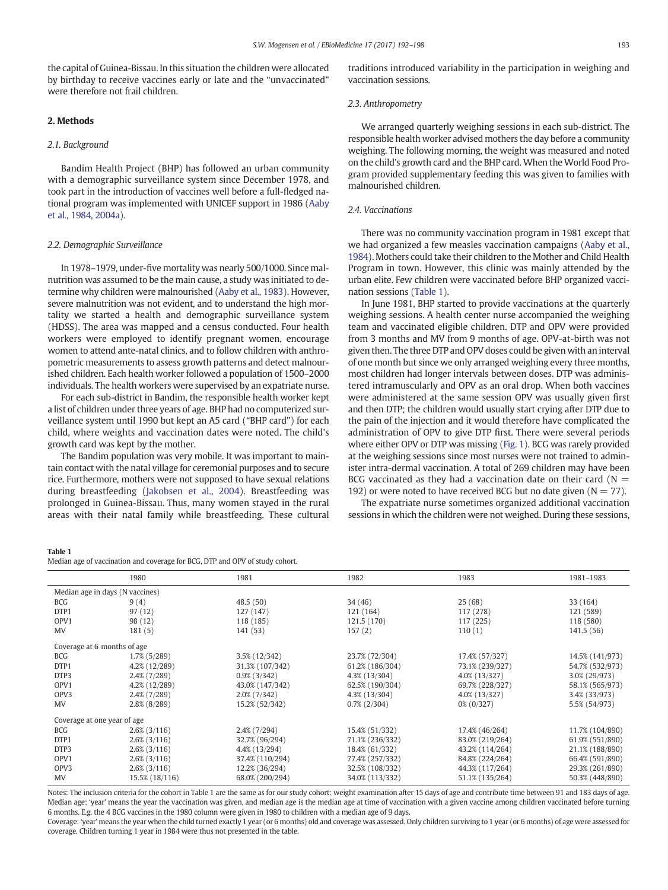the capital of Guinea-Bissau. In this situation the children were allocated by birthday to receive vaccines early or late and the "unvaccinated" were therefore not frail children.

## 2. Methods

### 2.1. Background

Bandim Health Project (BHP) has followed an urban community with a demographic surveillance system since December 1978, and took part in the introduction of vaccines well before a full-fledged national program was implemented with UNICEF support in 1986 (Aaby et al., 1984, 2004a).

### 2.2. Demographic Surveillance

In 1978–1979, under-five mortality was nearly 500/1000. Since malnutrition was assumed to be the main cause, a study was initiated to determine why children were malnourished (Aaby et al., 1983). However, severe malnutrition was not evident, and to understand the high mortality we started a health and demographic surveillance system (HDSS). The area was mapped and a census conducted. Four health workers were employed to identify pregnant women, encourage women to attend ante-natal clinics, and to follow children with anthropometric measurements to assess growth patterns and detect malnourished children. Each health worker followed a population of 1500–2000 individuals. The health workers were supervised by an expatriate nurse.

For each sub-district in Bandim, the responsible health worker kept a list of children under three years of age. BHP had no computerized surveillance system until 1990 but kept an A5 card ("BHP card") for each child, where weights and vaccination dates were noted. The child's growth card was kept by the mother.

The Bandim population was very mobile. It was important to maintain contact with the natal village for ceremonial purposes and to secure rice. Furthermore, mothers were not supposed to have sexual relations during breastfeeding (Jakobsen et al., 2004). Breastfeeding was prolonged in Guinea-Bissau. Thus, many women stayed in the rural areas with their natal family while breastfeeding. These cultural traditions introduced variability in the participation in weighing and vaccination sessions.

### 2.3. Anthropometry

We arranged quarterly weighing sessions in each sub-district. The responsible health worker advised mothers the day before a community weighing. The following morning, the weight was measured and noted on the child's growth card and the BHP card. When the World Food Program provided supplementary feeding this was given to families with malnourished children.

### 2.4. Vaccinations

There was no community vaccination program in 1981 except that we had organized a few measles vaccination campaigns (Aaby et al., 1984). Mothers could take their children to the Mother and Child Health Program in town. However, this clinic was mainly attended by the urban elite. Few children were vaccinated before BHP organized vaccination sessions (Table 1).

In June 1981, BHP started to provide vaccinations at the quarterly weighing sessions. A health center nurse accompanied the weighing team and vaccinated eligible children. DTP and OPV were provided from 3 months and MV from 9 months of age. OPV-at-birth was not given then. The three DTP and OPV doses could be given with an interval of one month but since we only arranged weighing every three months, most children had longer intervals between doses. DTP was administered intramuscularly and OPV as an oral drop. When both vaccines were administered at the same session OPV was usually given first and then DTP; the children would usually start crying after DTP due to the pain of the injection and it would therefore have complicated the administration of OPV to give DTP first. There were several periods where either OPV or DTP was missing (Fig. 1). BCG was rarely provided at the weighing sessions since most nurses were not trained to administer intra-dermal vaccination. A total of 269 children may have been BCG vaccinated as they had a vaccination date on their card (N = 192) or were noted to have received BCG but no date given (N = 77).

The expatriate nurse sometimes organized additional vaccination sessions in which the children were not weighed. During these sessions,

**Table 1**
Median age of vaccination and coverage for BCG, DTP and OPV of study cohort.

| | 1980 | 1981 | 1982 | 1983 | 1981–1983 |
|---|---|---|---|---|---|
| Median age in days (N vaccines) | | | | | |
| BCG | 9 (4) | 48.5 (50) | 34 (46) | 25 (68) | 33 (164) |
| DTP1 | 97 (12) | 127 (147) | 121 (164) | 117 (278) | 121 (589) |
| OPV1 | 98 (12) | 118 (185) | 121.5 (170) | 117 (225) | 118 (580) |
| MV | 181 (5) | 141 (53) | 157 (2) | 110 (1) | 141.5 (56) |
| Coverage at 6 months of age | | | | | |
| BCG | 1.7% (5/289) | 3.5% (12/342) | 23.7% (72/304) | 17.4% (57/327) | 14.5% (141/973) |
| DTP1 | 4.2% (12/289) | 31.3% (107/342) | 61.2% (186/304) | 73.1% (239/327) | 54.7% (532/973) |
| DTP3 | 2.4% (7/289) | 0.9% (3/342) | 4.3% (13/304) | 4.0% (13/327) | 3.0% (29/973) |
| OPV1 | 4.2% (12/289) | 43.0% (147/342) | 62.5% (190/304) | 69.7% (228/327) | 58.1% (565/973) |
| OPV3 | 2.4% (7/289) | 2.0% (7/342) | 4.3% (13/304) | 4.0% (13/327) | 3.4% (33/973) |
| MV | 2.8% (8/289) | 15.2% (52/342) | 0.7% (2/304) | 0% (0/327) | 5.5% (54/973) |
| Coverage at one year of age | | | | | |
| BCG | 2.6% (3/116) | 2.4% (7/294) | 15.4% (51/332) | 17.4% (46/264) | 11.7% (104/890) |
| DTP1 | 2.6% (3/116) | 32.7% (96/294) | 71.1% (236/332) | 83.0% (219/264) | 61.9% (551/890) |
| DTP3 | 2.6% (3/116) | 4.4% (13/294) | 18.4% (61/332) | 43.2% (114/264) | 21.1% (188/890) |
| OPV1 | 2.6% (3/116) | 37.4% (110/294) | 77.4% (257/332) | 84.8% (224/264) | 66.4% (591/890) |
| OPV3 | 2.6% (3/116) | 12.2% (36/294) | 32.5% (108/332) | 44.3% (117/264) | 29.3% (261/890) |
| MV | 15.5% (18/116) | 68.0% (200/294) | 34.0% (113/332) | 51.1% (135/264) | 50.3% (448/890) |

Notes: The inclusion criteria for the cohort in Table 1 are the same as for our study cohort: weight examination after 15 days of age and contribute time between 91 and 183 days of age. Median age: 'year' means the year the vaccination was given, and median age is the median age at time of vaccination with a given vaccine among children vaccinated before turning 6 months. E.g. the 4 BCG vaccines in the 1980 column were given in 1980 to children with a median age of 9 days.
Coverage: 'year' means the year when the child turned exactly 1 year (or 6 months) old and coverage was assessed. Only children surviving to 1 year (or 6 months) of age were assessed for coverage. Children turning 1 year in 1984 were thus not presented in the table.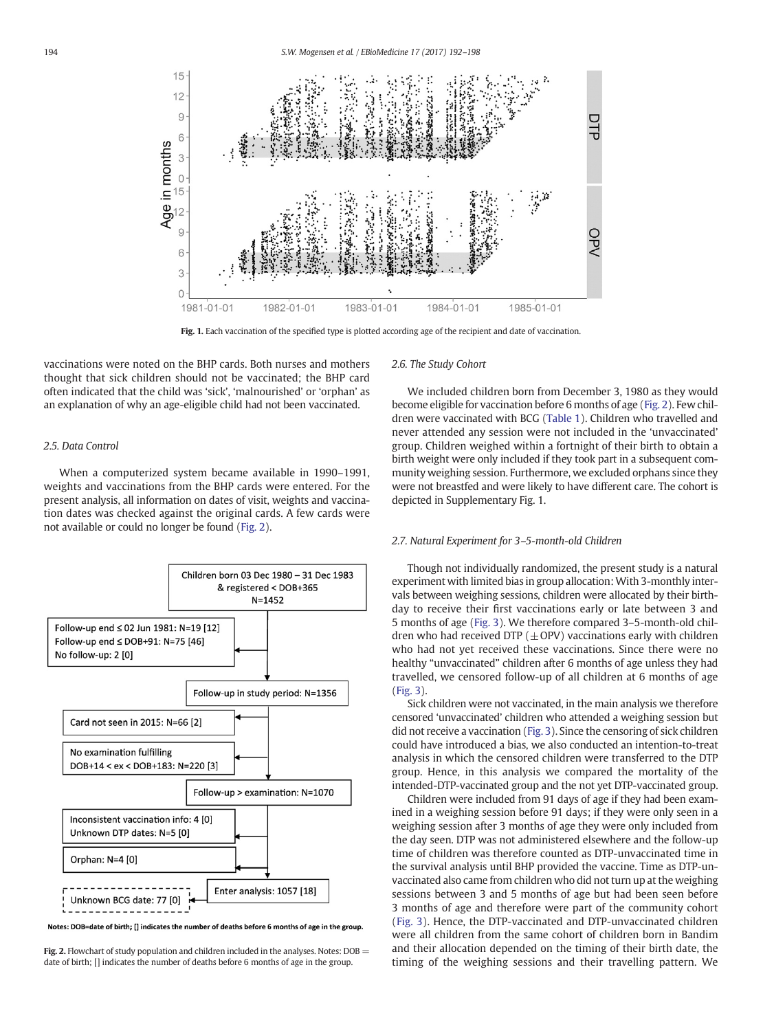Fig. 1. Each vaccination of the specified type is plotted according age of the recipient and date of vaccination.

vaccinations were noted on the BHP cards. Both nurses and mothers thought that sick children should not be vaccinated; the BHP card often indicated that the child was 'sick', 'malnourished' or 'orphan' as an explanation of why an age-eligible child had not been vaccinated.

### 2.5. Data Control

When a computerized system became available in 1990–1991, weights and vaccinations from the BHP cards were entered. For the present analysis, all information on dates of visit, weights and vaccination dates was checked against the original cards. A few cards were not available or could no longer be found (Fig. 2).

Notes: DOB=date of birth; [] indicates the number of deaths before 6 months of age in the group.

Fig. 2. Flowchart of study population and children included in the analyses. Notes: DOB = date of birth; [] indicates the number of deaths before 6 months of age in the group.

### 2.6. The Study Cohort

We included children born from December 3, 1980 as they would become eligible for vaccination before 6 months of age (Fig. 2). Few children were vaccinated with BCG (Table 1). Children who travelled and never attended any session were not included in the 'unvaccinated' group. Children weighed within a fortnight of their birth to obtain a birth weight were only included if they took part in a subsequent community weighing session. Furthermore, we excluded orphans since they were not breastfed and were likely to have different care. The cohort is depicted in Supplementary Fig. 1.

### 2.7. Natural Experiment for 3–5-month-old Children

Though not individually randomized, the present study is a natural experiment with limited bias in group allocation: With 3-monthly intervals between weighing sessions, children were allocated by their birthday to receive their first vaccinations early or late between 3 and 5 months of age (Fig. 3). We therefore compared 3–5-month-old children who had received DTP (±OPV) vaccinations early with children who had not yet received these vaccinations. Since there were no healthy "unvaccinated" children after 6 months of age unless they had travelled, we censored follow-up of all children at 6 months of age (Fig. 3).

Sick children were not vaccinated, in the main analysis we therefore censored 'unvaccinated' children who attended a weighing session but did not receive a vaccination (Fig. 3). Since the censoring of sick children could have introduced a bias, we also conducted an intention-to-treat analysis in which the censored children were transferred to the DTP group. Hence, in this analysis we compared the mortality of the intended-DTP-vaccinated group and the not yet DTP-vaccinated group.

Children were included from 91 days of age if they had been examined in a weighing session before 91 days; if they were only seen in a weighing session after 3 months of age they were only included from the day seen. DTP was not administered elsewhere and the follow-up time of children was therefore counted as DTP-unvaccinated time in the survival analysis until BHP provided the vaccine. Time as DTP-unvaccinated also came from children who did not turn up at the weighing sessions between 3 and 5 months of age but had been seen before 3 months of age and therefore were part of the community cohort (Fig. 3). Hence, the DTP-vaccinated and DTP-unvaccinated children were all children from the same cohort of children born in Bandim and their allocation depended on the timing of their birth date, the timing of the weighing sessions and their travelling pattern. We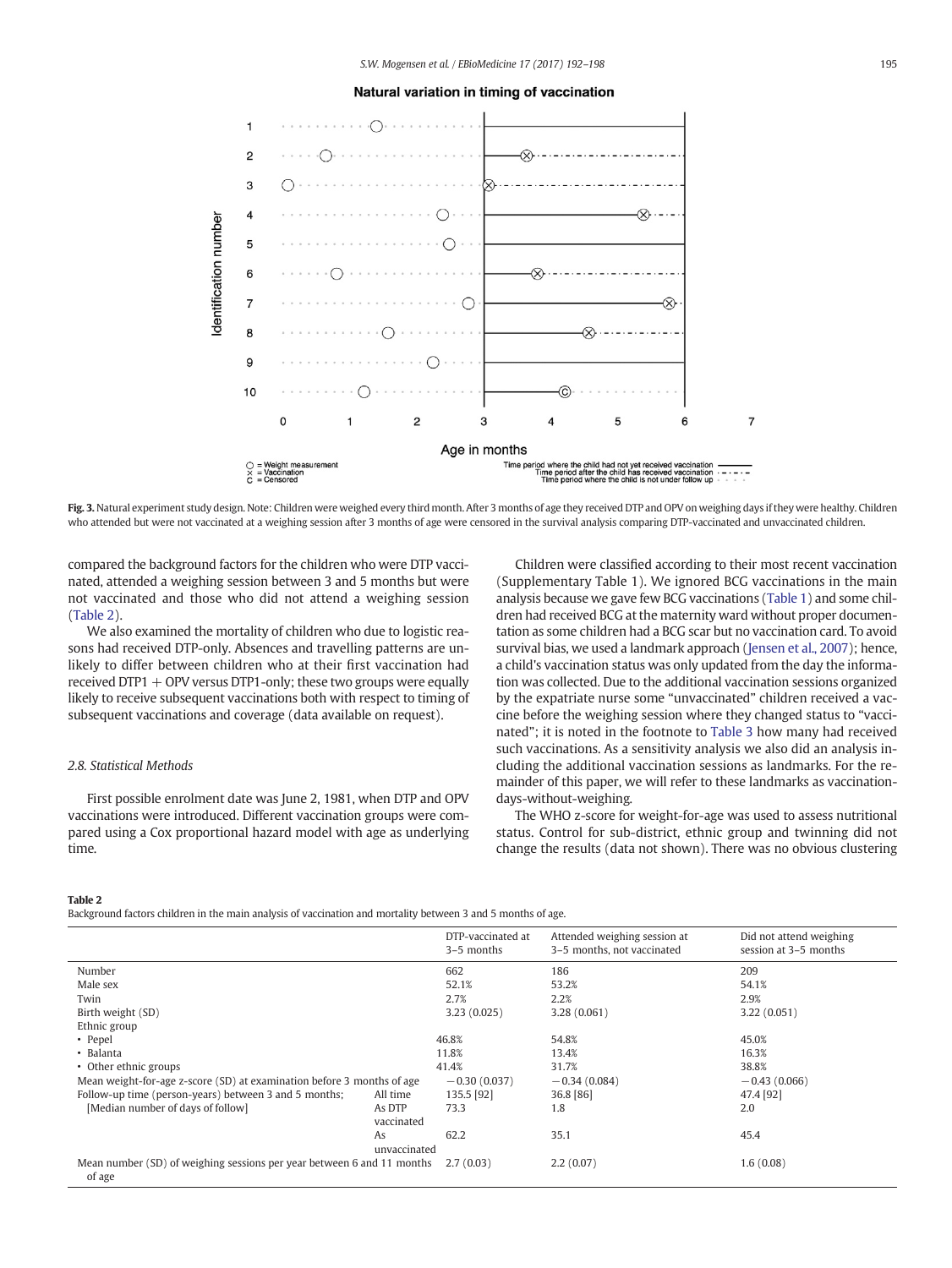Natural variation in timing of vaccination

Fig. 3. Natural experiment study design. Note: Children were weighed every third month. After 3 months of age they received DTP and OPV on weighing days if they were healthy. Children who attended but were not vaccinated at a weighing session after 3 months of age were censored in the survival analysis comparing DTP-vaccinated and unvaccinated children.

compared the background factors for the children who were DTP vaccinated, attended a weighing session between 3 and 5 months but were not vaccinated and those who did not attend a weighing session (Table 2).

We also examined the mortality of children who due to logistic reasons had received DTP-only. Absences and travelling patterns are unlikely to differ between children who at their first vaccination had received DTP1 + OPV versus DTP1-only; these two groups were equally likely to receive subsequent vaccinations both with respect to timing of subsequent vaccinations and coverage (data available on request).

### 2.8. Statistical Methods

First possible enrolment date was June 2, 1981, when DTP and OPV vaccinations were introduced. Different vaccination groups were compared using a Cox proportional hazard model with age as underlying time.

Children were classified according to their most recent vaccination (Supplementary Table 1). We ignored BCG vaccinations in the main analysis because we gave few BCG vaccinations (Table 1) and some children had received BCG at the maternity ward without proper documentation as some children had a BCG scar but no vaccination card. To avoid survival bias, we used a landmark approach (Jensen et al., 2007); hence, a child's vaccination status was only updated from the day the information was collected. Due to the additional vaccination sessions organized by the expatriate nurse some "unvaccinated" children received a vaccine before the weighing session where they changed status to "vaccinated"; it is noted in the footnote to Table 3 how many had received such vaccinations. As a sensitivity analysis we also did an analysis including the additional vaccination sessions as landmarks. For the remainder of this paper, we will refer to these landmarks as vaccination-days-without-weighing.

The WHO z-score for weight-for-age was used to assess nutritional status. Control for sub-district, ethnic group and twinning did not change the results (data not shown). There was no obvious clustering

**Table 2**
Background factors children in the main analysis of vaccination and mortality between 3 and 5 months of age.

| | | DTP-vaccinated at 3–5 months | Attended weighing session at 3–5 months, not vaccinated | Did not attend weighing session at 3–5 months |
|---|---|---|---|---|
| Number | | 662 | 186 | 209 |
| Male sex | | 52.1% | 53.2% | 54.1% |
| Twin | | 2.7% | 2.2% | 2.9% |
| Birth weight (SD) | | 3.23 (0.025) | 3.28 (0.061) | 3.22 (0.051) |
| Ethnic group | | | | |
| • Pepel | | 46.8% | 54.8% | 45.0% |
| • Balanta | | 11.8% | 13.4% | 16.3% |
| • Other ethnic groups | | 41.4% | 31.7% | 38.8% |
| Mean weight-for-age z-score (SD) at examination before 3 months of age | | −0.30 (0.037) | −0.34 (0.084) | −0.43 (0.066) |
| Follow-up time (person-years) between 3 and 5 months; [Median number of days of follow] | All time | 135.5 [92] | 36.8 [86] | 47.4 [92] |
| | As DTP vaccinated | 73.3 | 1.8 | 2.0 |
| | As unvaccinated | 62.2 | 35.1 | 45.4 |
| Mean number (SD) of weighing sessions per year between 6 and 11 months of age | | 2.7 (0.03) | 2.2 (0.07) | 1.6 (0.08) |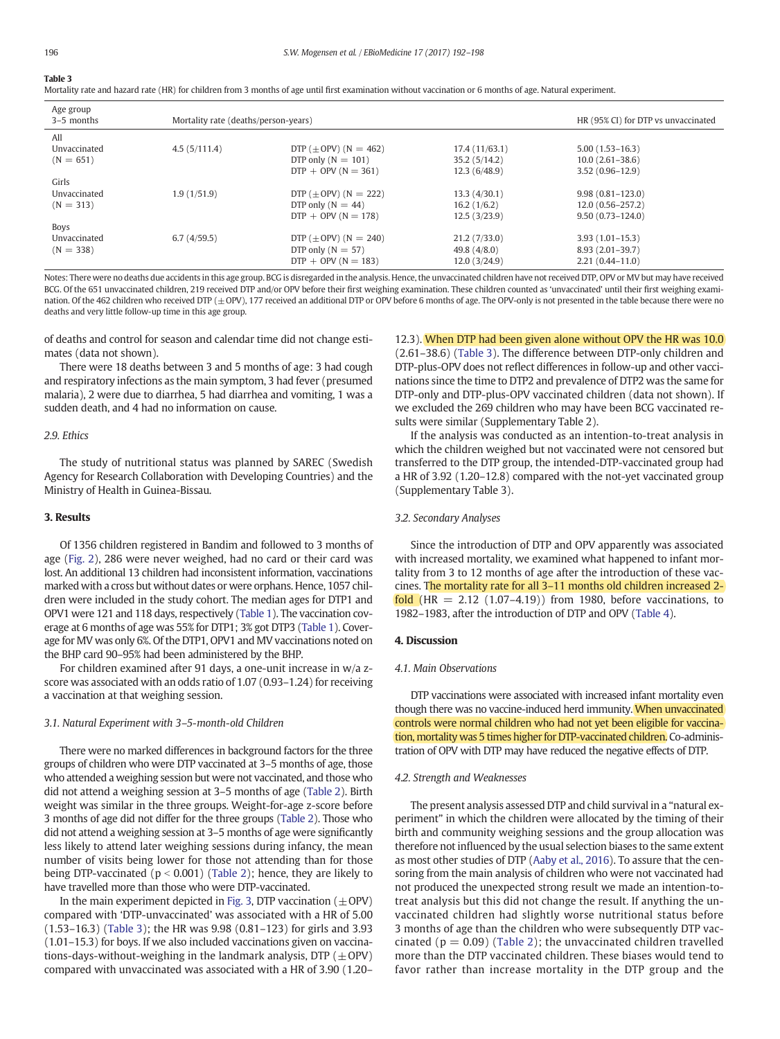**Table 3**
Mortality rate and hazard rate (HR) for children from 3 months of age until first examination without vaccination or 6 months of age. Natural experiment.

| Age group 3–5 months | Mortality rate (deaths/person-years) | | | HR (95% CI) for DTP vs unvaccinated |
|---|---|---|---|---|
| All | | | | |
| Unvaccinated (N = 651) | 4.5 (5/111.4) | DTP (±OPV) (N = 462) | 17.4 (11/63.1) | 5.00 (1.53–16.3) |
| | | DTP only (N = 101) | 35.2 (5/14.2) | 10.0 (2.61–38.6) |
| | | DTP + OPV (N = 361) | 12.3 (6/48.9) | 3.52 (0.96–12.9) |
| Girls | | | | |
| Unvaccinated (N = 313) | 1.9 (1/51.9) | DTP (±OPV) (N = 222) | 13.3 (4/30.1) | 9.98 (0.81–123.0) |
| | | DTP only (N = 44) | 16.2 (1/6.2) | 12.0 (0.56–257.2) |
| | | DTP + OPV (N = 178) | 12.5 (3/23.9) | 9.50 (0.73–124.0) |
| Boys | | | | |
| Unvaccinated (N = 338) | 6.7 (4/59.5) | DTP (±OPV) (N = 240) | 21.2 (7/33.0) | 3.93 (1.01–15.3) |
| | | DTP only (N = 57) | 49.8 (4/8.0) | 8.93 (2.01–39.7) |
| | | DTP + OPV (N = 183) | 12.0 (3/24.9) | 2.21 (0.44–11.0) |

Notes: There were no deaths due accidents in this age group. BCG is disregarded in the analysis. Hence, the unvaccinated children have not received DTP, OPV or MV but may have received BCG. Of the 651 unvaccinated children, 219 received DTP and/or OPV before their first weighing examination. These children counted as 'unvaccinated' until their first weighing examination. Of the 462 children who received DTP (±OPV), 177 received an additional DTP or OPV before 6 months of age. The OPV-only is not presented in the table because there were no deaths and very little follow-up time in this age group.

of deaths and control for season and calendar time did not change estimates (data not shown).

There were 18 deaths between 3 and 5 months of age: 3 had cough and respiratory infections as the main symptom, 3 had fever (presumed malaria), 2 were due to diarrhea, 5 had diarrhea and vomiting, 1 was a sudden death, and 4 had no information on cause.

### 2.9. Ethics

The study of nutritional status was planned by SAREC (Swedish Agency for Research Collaboration with Developing Countries) and the Ministry of Health in Guinea-Bissau.

## 3. Results

Of 1356 children registered in Bandim and followed to 3 months of age (Fig. 2), 286 were never weighed, had no card or their card was lost. An additional 13 children had inconsistent information, vaccinations marked with a cross but without dates or were orphans. Hence, 1057 children were included in the study cohort. The median ages for DTP1 and OPV1 were 121 and 118 days, respectively (Table 1). The vaccination coverage at 6 months of age was 55% for DTP1; 3% got DTP3 (Table 1). Coverage for MV was only 6%. Of the DTP1, OPV1 and MV vaccinations noted on the BHP card 90–95% had been administered by the BHP.

For children examined after 91 days, a one-unit increase in w/a z-score was associated with an odds ratio of 1.07 (0.93–1.24) for receiving a vaccination at that weighing session.

### 3.1. Natural Experiment with 3–5-month-old Children

There were no marked differences in background factors for the three groups of children who were DTP vaccinated at 3–5 months of age, those who attended a weighing session but were not vaccinated, and those who did not attend a weighing session at 3–5 months of age (Table 2). Birth weight was similar in the three groups. Weight-for-age z-score before 3 months of age did not differ for the three groups (Table 2). Those who did not attend a weighing session at 3–5 months of age were significantly less likely to attend later weighing sessions during infancy, the mean number of visits being lower for those not attending than for those being DTP-vaccinated ($p < 0.001$) (Table 2); hence, they are likely to have travelled more than those who were DTP-vaccinated.

In the main experiment depicted in Fig. 3, DTP vaccination (±OPV) compared with 'DTP-unvaccinated' was associated with a HR of 5.00 (1.53–16.3) (Table 3); the HR was 9.98 (0.81–123) for girls and 3.93 (1.01–15.3) for boys. If we also included vaccinations given on vaccinations-days-without-weighing in the landmark analysis, DTP (±OPV) compared with unvaccinated was associated with a HR of 3.90 (1.20–12.3). When DTP had been given alone without OPV the HR was 10.0 (2.61–38.6) (Table 3). The difference between DTP-only children and DTP-plus-OPV does not reflect differences in follow-up and other vaccinations since the time to DTP2 and prevalence of DTP2 was the same for DTP-only and DTP-plus-OPV vaccinated children (data not shown). If we excluded the 269 children who may have been BCG vaccinated results were similar (Supplementary Table 2).

If the analysis was conducted as an intention-to-treat analysis in which the children weighed but not vaccinated were not censored but transferred to the DTP group, the intended-DTP-vaccinated group had a HR of 3.92 (1.20–12.8) compared with the not-yet vaccinated group (Supplementary Table 3).

### 3.2. Secondary Analyses

Since the introduction of DTP and OPV apparently was associated with increased mortality, we examined what happened to infant mortality from 3 to 12 months of age after the introduction of these vaccines. The mortality rate for all 3–11 months old children increased 2-fold (HR = 2.12 (1.07–4.19)) from 1980, before vaccinations, to 1982–1983, after the introduction of DTP and OPV (Table 4).

## 4. Discussion

### 4.1. Main Observations

DTP vaccinations were associated with increased infant mortality even though there was no vaccine-induced herd immunity. When unvaccinated controls were normal children who had not yet been eligible for vaccination, mortality was 5 times higher for DTP-vaccinated children. Co-administration of OPV with DTP may have reduced the negative effects of DTP.

### 4.2. Strength and Weaknesses

The present analysis assessed DTP and child survival in a "natural experiment" in which the children were allocated by the timing of their birth and community weighing sessions and the group allocation was therefore not influenced by the usual selection biases to the same extent as most other studies of DTP (Aaby et al., 2016). To assure that the censoring from the main analysis of children who were not vaccinated had not produced the unexpected strong result we made an intention-to-treat analysis but this did not change the result. If anything the unvaccinated children had slightly worse nutritional status before 3 months of age than the children who were subsequently DTP vaccinated ($p = 0.09$) (Table 2); the unvaccinated children travelled more than the DTP vaccinated children. These biases would tend to favor rather than increase mortality in the DTP group and the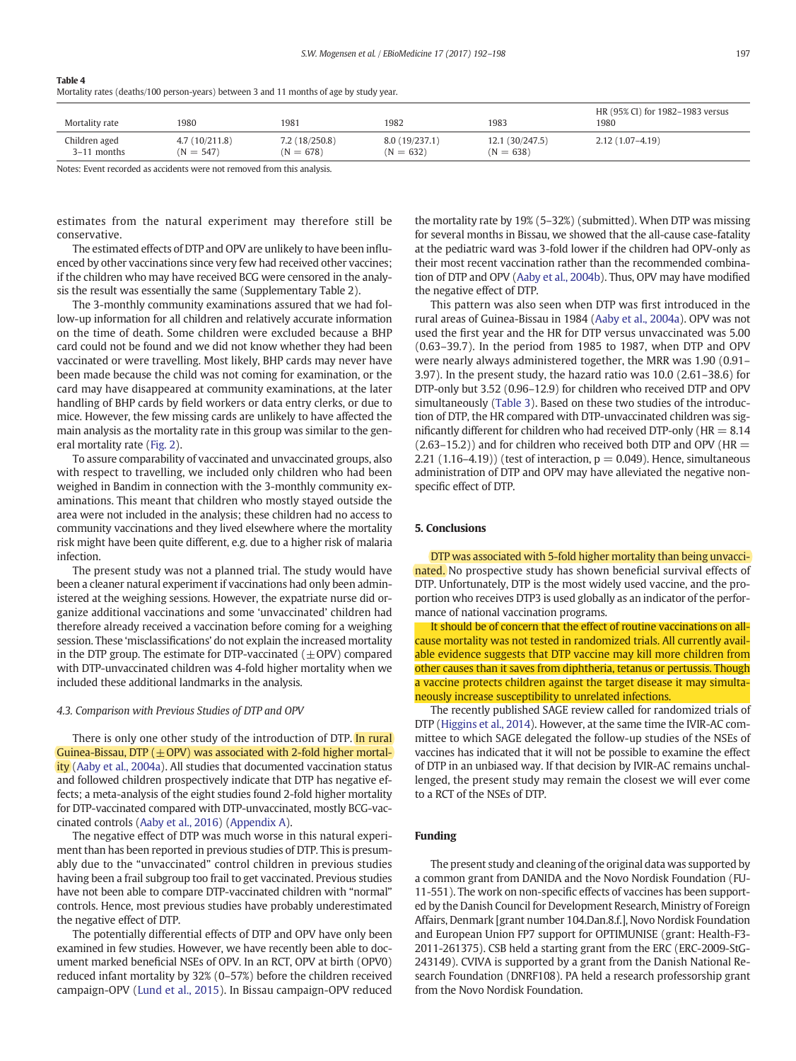**Table 4**
Mortality rates (deaths/100 person-years) between 3 and 11 months of age by study year.

| Mortality rate | 1980 | 1981 | 1982 | 1983 | HR (95% CI) for 1982–1983 versus 1980 |
|---|---|---|---|---|---|
| Children aged 3–11 months | 4.7 (10/211.8) (N = 547) | 7.2 (18/250.8) (N = 678) | 8.0 (19/237.1) (N = 632) | 12.1 (30/247.5) (N = 638) | 2.12 (1.07–4.19) |

Notes: Event recorded as accidents were not removed from this analysis.

estimates from the natural experiment may therefore still be conservative.

The estimated effects of DTP and OPV are unlikely to have been influenced by other vaccinations since very few had received other vaccines; if the children who may have received BCG were censored in the analysis the result was essentially the same (Supplementary Table 2).

The 3-monthly community examinations assured that we had follow-up information for all children and relatively accurate information on the time of death. Some children were excluded because a BHP card could not be found and we did not know whether they had been vaccinated or were travelling. Most likely, BHP cards may never have been made because the child was not coming for examination, or the card may have disappeared at community examinations, at the later handling of BHP cards by field workers or data entry clerks, or due to mice. However, the few missing cards are unlikely to have affected the main analysis as the mortality rate in this group was similar to the general mortality rate (Fig. 2).

To assure comparability of vaccinated and unvaccinated groups, also with respect to travelling, we included only children who had been weighed in Bandim in connection with the 3-monthly community examinations. This meant that children who mostly stayed outside the area were not included in the analysis; these children had no access to community vaccinations and they lived elsewhere where the mortality risk might have been quite different, e.g. due to a higher risk of malaria infection.

The present study was not a planned trial. The study would have been a cleaner natural experiment if vaccinations had only been administered at the weighing sessions. However, the expatriate nurse did organize additional vaccinations and some 'unvaccinated' children had therefore already received a vaccination before coming for a weighing session. These 'misclassifications' do not explain the increased mortality in the DTP group. The estimate for DTP-vaccinated (±OPV) compared with DTP-unvaccinated children was 4-fold higher mortality when we included these additional landmarks in the analysis.

### 4.3. Comparison with Previous Studies of DTP and OPV

There is only one other study of the introduction of DTP. In rural Guinea-Bissau, DTP (±OPV) was associated with 2-fold higher mortality (Aaby et al., 2004a). All studies that documented vaccination status and followed children prospectively indicate that DTP has negative effects; a meta-analysis of the eight studies found 2-fold higher mortality for DTP-vaccinated compared with DTP-unvaccinated, mostly BCG-vaccinated controls (Aaby et al., 2016) (Appendix A).

The negative effect of DTP was much worse in this natural experiment than has been reported in previous studies of DTP. This is presumably due to the "unvaccinated" control children in previous studies having been a frail subgroup too frail to get vaccinated. Previous studies have not been able to compare DTP-vaccinated children with "normal" controls. Hence, most previous studies have probably underestimated the negative effect of DTP.

The potentially differential effects of DTP and OPV have only been examined in few studies. However, we have recently been able to document marked beneficial NSEs of OPV. In an RCT, OPV at birth (OPV0) reduced infant mortality by 32% (0–57%) before the children received campaign-OPV (Lund et al., 2015). In Bissau campaign-OPV reduced the mortality rate by 19% (5–32%) (submitted). When DTP was missing for several months in Bissau, we showed that the all-cause case-fatality at the pediatric ward was 3-fold lower if the children had OPV-only as their most recent vaccination rather than the recommended combination of DTP and OPV (Aaby et al., 2004b). Thus, OPV may have modified the negative effect of DTP.

This pattern was also seen when DTP was first introduced in the rural areas of Guinea-Bissau in 1984 (Aaby et al., 2004a). OPV was not used the first year and the HR for DTP versus unvaccinated was 5.00 (0.63–39.7). In the period from 1985 to 1987, when DTP and OPV were nearly always administered together, the MRR was 1.90 (0.91–3.97). In the present study, the hazard ratio was 10.0 (2.61–38.6) for DTP-only but 3.52 (0.96–12.9) for children who received DTP and OPV simultaneously (Table 3). Based on these two studies of the introduction of DTP, the HR compared with DTP-unvaccinated children was significantly different for children who had received DTP-only (HR = 8.14 (2.63–15.2)) and for children who received both DTP and OPV (HR = 2.21 (1.16–4.19)) (test of interaction, p = 0.049). Hence, simultaneous administration of DTP and OPV may have alleviated the negative non-specific effect of DTP.

## 5. Conclusions

DTP was associated with 5-fold higher mortality than being unvaccinated. No prospective study has shown beneficial survival effects of DTP. Unfortunately, DTP is the most widely used vaccine, and the proportion who receives DTP3 is used globally as an indicator of the performance of national vaccination programs.

It should be of concern that the effect of routine vaccinations on all-cause mortality was not tested in randomized trials. All currently available evidence suggests that DTP vaccine may kill more children from other causes than it saves from diphtheria, tetanus or pertussis. Though a vaccine protects children against the target disease it may simultaneously increase susceptibility to unrelated infections.

The recently published SAGE review called for randomized trials of DTP (Higgins et al., 2014). However, at the same time the IVIR-AC committee to which SAGE delegated the follow-up studies of the NSEs of vaccines has indicated that it will not be possible to examine the effect of DTP in an unbiased way. If that decision by IVIR-AC remains unchallenged, the present study may remain the closest we will ever come to a RCT of the NSEs of DTP.

## Funding

The present study and cleaning of the original data was supported by a common grant from DANIDA and the Novo Nordisk Foundation (FU-11-551). The work on non-specific effects of vaccines has been supported by the Danish Council for Development Research, Ministry of Foreign Affairs, Denmark [grant number 104.Dan.8.f.], Novo Nordisk Foundation and European Union FP7 support for OPTIMUNISE (grant: Health-F3-2011-261375). CSB held a starting grant from the ERC (ERC-2009-StG-243149). CVIVA is supported by a grant from the Danish National Research Foundation (DNRF108). PA held a research professorship grant from the Novo Nordisk Foundation.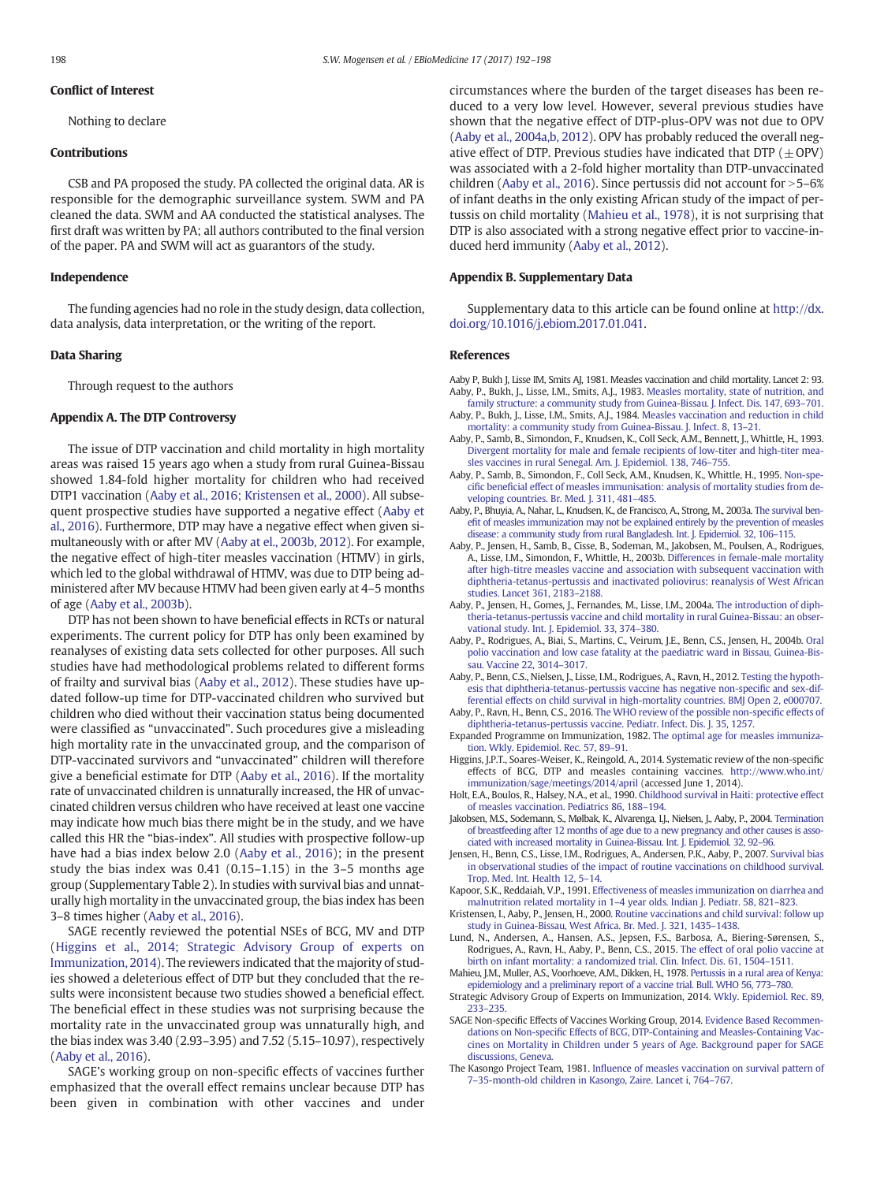## Conflict of Interest

Nothing to declare

## Contributions

CSB and PA proposed the study. PA collected the original data. AR is responsible for the demographic surveillance system. SWM and PA cleaned the data. SWM and AA conducted the statistical analyses. The first draft was written by PA; all authors contributed to the final version of the paper. PA and SWM will act as guarantors of the study.

## Independence

The funding agencies had no role in the study design, data collection, data analysis, data interpretation, or the writing of the report.

## Data Sharing

Through request to the authors

## Appendix A. The DTP Controversy

The issue of DTP vaccination and child mortality in high mortality areas was raised 15 years ago when a study from rural Guinea-Bissau showed 1.84-fold higher mortality for children who had received DTP1 vaccination (Aaby et al., 2016; Kristensen et al., 2000). All subsequent prospective studies have supported a negative effect (Aaby et al., 2016). Furthermore, DTP may have a negative effect when given simultaneously with or after MV (Aaby at el., 2003b, 2012). For example, the negative effect of high-titer measles vaccination (HTMV) in girls, which led to the global withdrawal of HTMV, was due to DTP being administered after MV because HTMV had been given early at 4–5 months of age (Aaby et al., 2003b).

DTP has not been shown to have beneficial effects in RCTs or natural experiments. The current policy for DTP has only been examined by reanalyses of existing data sets collected for other purposes. All such studies have had methodological problems related to different forms of frailty and survival bias (Aaby et al., 2012). These studies have updated follow-up time for DTP-vaccinated children who survived but children who died without their vaccination status being documented were classified as "unvaccinated". Such procedures give a misleading high mortality rate in the unvaccinated group, and the comparison of DTP-vaccinated survivors and "unvaccinated" children will therefore give a beneficial estimate for DTP (Aaby et al., 2016). If the mortality rate of unvaccinated children is unnaturally increased, the HR of unvaccinated children versus children who have received at least one vaccine may indicate how much bias there might be in the study, and we have called this HR the "bias-index". All studies with prospective follow-up have had a bias index below 2.0 (Aaby et al., 2016); in the present study the bias index was 0.41 (0.15–1.15) in the 3–5 months age group (Supplementary Table 2). In studies with survival bias and unnaturally high mortality in the unvaccinated group, the bias index has been 3–8 times higher (Aaby et al., 2016).

SAGE recently reviewed the potential NSEs of BCG, MV and DTP (Higgins et al., 2014; Strategic Advisory Group of experts on Immunization, 2014). The reviewers indicated that the majority of studies showed a deleterious effect of DTP but they concluded that the results were inconsistent because two studies showed a beneficial effect. The beneficial effect in these studies was not surprising because the mortality rate in the unvaccinated group was unnaturally high, and the bias index was 3.40 (2.93–3.95) and 7.52 (5.15–10.97), respectively (Aaby et al., 2016).

SAGE's working group on non-specific effects of vaccines further emphasized that the overall effect remains unclear because DTP has been given in combination with other vaccines and under circumstances where the burden of the target diseases has been reduced to a very low level. However, several previous studies have shown that the negative effect of DTP-plus-OPV was not due to OPV (Aaby et al., 2004a,b, 2012). OPV has probably reduced the overall negative effect of DTP. Previous studies have indicated that DTP (± OPV) was associated with a 2-fold higher mortality than DTP-unvaccinated children (Aaby et al., 2016). Since pertussis did not account for >5–6% of infant deaths in the only existing African study of the impact of pertussis on child mortality (Mahieu et al., 1978), it is not surprising that DTP is also associated with a strong negative effect prior to vaccine-induced herd immunity (Aaby et al., 2012).

## Appendix B. Supplementary Data

Supplementary data to this article can be found online at http://dx.doi.org/10.1016/j.ebiom.2017.01.041.

## References

Aaby P, Bukh J, Lisse IM, Smits AJ, 1981. Measles vaccination and child mortality. Lancet 2: 93.

Aaby, P., Bukh, J., Lisse, I.M., Smits, A.J., 1983. Measles mortality, state of nutrition, and family structure: a community study from Guinea-Bissau. J. Infect. Dis. 147, 693–701.

Aaby, P., Bukh, J., Lisse, I.M., Smits, A.J., 1984. Measles vaccination and reduction in child mortality: a community study from Guinea-Bissau. J. Infect. 8, 13–21.

Aaby, P., Samb, B., Simondon, F., Knudsen, K., Coll Seck, A.M., Bennett, J., Whittle, H., 1993. Divergent mortality for male and female recipients of low-titer and high-titer measles vaccines in rural Senegal. Am. J. Epidemiol. 138, 746–755.

Aaby, P., Samb, B., Simondon, F., Coll Seck, A.M., Knudsen, K., Whittle, H., 1995. Non-specific beneficial effect of measles immunisation: analysis of mortality studies from developing countries. Br. Med. J. 311, 481–485.

Aaby, P., Bhuyia, A., Nahar, L., Knudsen, K., de Francisco, A., Strong, M., 2003a. The survival benefit of measles immunization may not be explained entirely by the prevention of measles disease: a community study from rural Bangladesh. Int. J. Epidemiol. 32, 106–115.

Aaby, P., Jensen, H., Samb, B., Cisse, B., Sodeman, M., Jakobsen, M., Poulsen, A., Rodrigues, A., Lisse, I.M., Simondon, F., Whittle, H., 2003b. Differences in female-male mortality after high-titre measles vaccine and association with subsequent vaccination with diphtheria-tetanus-pertussis and inactivated poliovirus: reanalysis of West African studies. Lancet 361, 2183–2188.

Aaby, P., Jensen, H., Gomes, J., Fernandes, M., Lisse, I.M., 2004a. The introduction of diphtheria-tetanus-pertussis vaccine and child mortality in rural Guinea-Bissau: an observational study. Int. J. Epidemiol. 33, 374–380.

Aaby, P., Rodrigues, A., Biai, S., Martins, C., Veirum, J.E., Benn, C.S., Jensen, H., 2004b. Oral polio vaccination and low case fatality at the paediatric ward in Bissau, Guinea-Bissau. Vaccine 22, 3014–3017.

Aaby, P., Benn, C.S., Nielsen, J., Lisse, I.M., Rodrigues, A., Ravn, H., 2012. Testing the hypothesis that diphtheria-tetanus-pertussis vaccine has negative non-specific and sex-differential effects on child survival in high-mortality countries. BMJ Open 2, e000707.

Aaby, P., Ravn, H., Benn, C.S., 2016. The WHO review of the possible non-specific effects of diphtheria-tetanus-pertussis vaccine. Pediatr. Infect. Dis. J. 35, 1257.

Expanded Programme on Immunization, 1982. The optimal age for measles immunization. Wkly. Epidemiol. Rec. 57, 89–91.

Higgins, J.P.T., Soares-Weiser, K., Reingold, A., 2014. Systematic review of the non-specific effects of BCG, DTP and measles containing vaccines. http://www.who.int/immunization/sage/meetings/2014/april (accessed June 1, 2014).

Holt, E.A., Boulos, R., Halsey, N.A., et al., 1990. Childhood survival in Haiti: protective effect of measles vaccination. Pediatrics 86, 188–194.

Jakobsen, M.S., Sodemann, S., Mølbak, K., Alvarenga, I.J., Nielsen, J., Aaby, P., 2004. Termination of breastfeeding after 12 months of age due to a new pregnancy and other causes is associated with increased mortality in Guinea-Bissau. Int. J. Epidemiol. 32, 92–96.

Jensen, H., Benn, C.S., Lisse, I.M., Rodrigues, A., Andersen, P.K., Aaby, P., 2007. Survival bias in observational studies of the impact of routine vaccinations on childhood survival. Trop. Med. Int. Health 12, 5–14.

Kapoor, S.K., Reddaiah, V.P., 1991. Effectiveness of measles immunization on diarrhea and malnutrition related mortality in 1–4 year olds. Indian J. Pediatr. 58, 821–823.

Kristensen, I., Aaby, P., Jensen, H., 2000. Routine vaccinations and child survival: follow up study in Guinea-Bissau, West Africa. Br. Med. J. 321, 1435–1438.

Lund, N., Andersen, A., Hansen, A.S., Jepsen, F.S., Barbosa, A., Biering-Sørensen, S., Rodrigues, A., Ravn, H., Aaby, P., Benn, C.S., 2015. The effect of oral polio vaccine at birth on infant mortality: a randomized trial. Clin. Infect. Dis. 61, 1504–1511.

Mahieu, J.M., Muller, A.S., Voorhoeve, A.M., Dikken, H., 1978. Pertussis in a rural area of Kenya: epidemiology and a preliminary report of a vaccine trial. Bull. WHO 56, 773–780.

Strategic Advisory Group of Experts on Immunization, 2014. Wkly. Epidemiol. Rec. 89, 233–235.

SAGE Non-specific Effects of Vaccines Working Group, 2014. Evidence Based Recommendations on Non-specific Effects of BCG, DTP-containing and Measles-Containing Vaccines on Mortality in Children under 5 years of Age. Background paper for SAGE discussions, Geneva.

The Kasongo Project Team, 1981. Influence of measles vaccination on survival pattern of 7–35-month-old children in Kasongo, Zaire. Lancet i, 764–767.